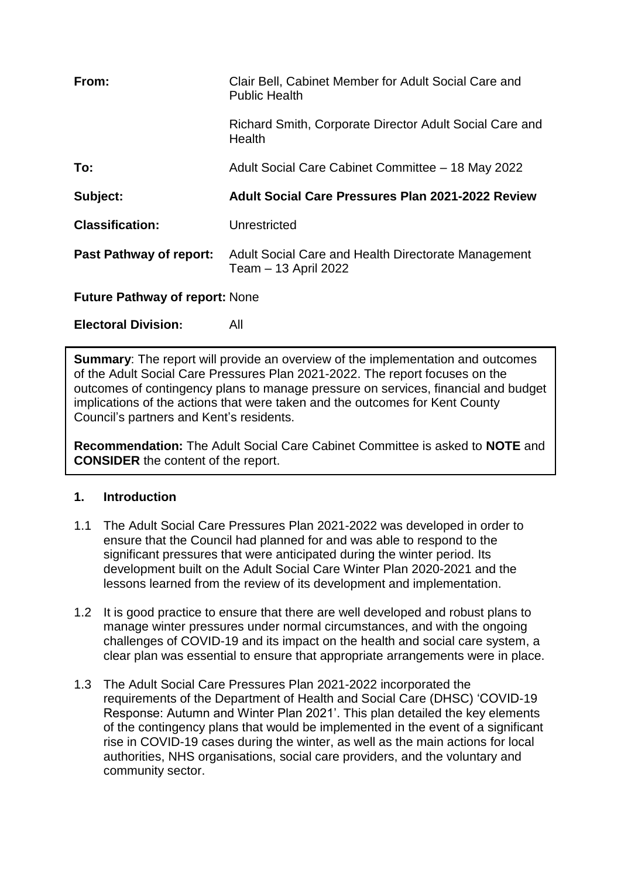| | |
|---|---|
| **From:** | Clair Bell, Cabinet Member for Adult Social Care and Public Health |
| | Richard Smith, Corporate Director Adult Social Care and Health |
| **To:** | Adult Social Care Cabinet Committee – 18 May 2022 |
| **Subject:** | **Adult Social Care Pressures Plan 2021-2022 Review** |
| **Classification:** | Unrestricted |
| **Past Pathway of report:** | Adult Social Care and Health Directorate Management Team – 13 April 2022 |
| **Future Pathway of report:** | None |
| **Electoral Division:** | All |

**Summary**: The report will provide an overview of the implementation and outcomes of the Adult Social Care Pressures Plan 2021-2022. The report focuses on the outcomes of contingency plans to manage pressure on services, financial and budget implications of the actions that were taken and the outcomes for Kent County Council's partners and Kent's residents.

**Recommendation:** The Adult Social Care Cabinet Committee is asked to **NOTE** and **CONSIDER** the content of the report.

## 1. Introduction

1.1 The Adult Social Care Pressures Plan 2021-2022 was developed in order to ensure that the Council had planned for and was able to respond to the significant pressures that were anticipated during the winter period. Its development built on the Adult Social Care Winter Plan 2020-2021 and the lessons learned from the review of its development and implementation.

1.2 It is good practice to ensure that there are well developed and robust plans to manage winter pressures under normal circumstances, and with the ongoing challenges of COVID-19 and its impact on the health and social care system, a clear plan was essential to ensure that appropriate arrangements were in place.

1.3 The Adult Social Care Pressures Plan 2021-2022 incorporated the requirements of the Department of Health and Social Care (DHSC) 'COVID-19 Response: Autumn and Winter Plan 2021'. This plan detailed the key elements of the contingency plans that would be implemented in the event of a significant rise in COVID-19 cases during the winter, as well as the main actions for local authorities, NHS organisations, social care providers, and the voluntary and community sector.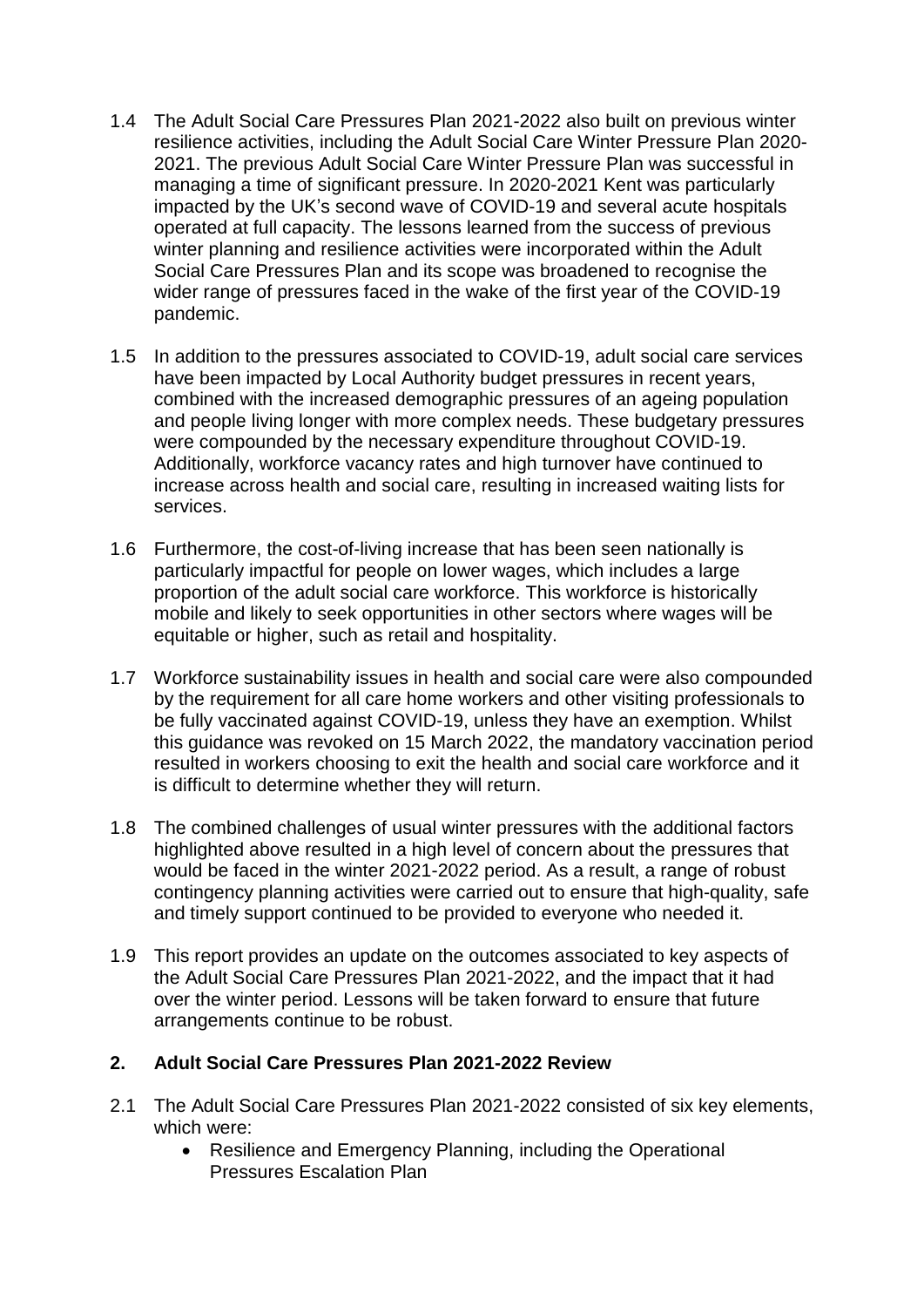1.4 The Adult Social Care Pressures Plan 2021-2022 also built on previous winter resilience activities, including the Adult Social Care Winter Pressure Plan 2020-2021. The previous Adult Social Care Winter Pressure Plan was successful in managing a time of significant pressure. In 2020-2021 Kent was particularly impacted by the UK's second wave of COVID-19 and several acute hospitals operated at full capacity. The lessons learned from the success of previous winter planning and resilience activities were incorporated within the Adult Social Care Pressures Plan and its scope was broadened to recognise the wider range of pressures faced in the wake of the first year of the COVID-19 pandemic.

1.5 In addition to the pressures associated to COVID-19, adult social care services have been impacted by Local Authority budget pressures in recent years, combined with the increased demographic pressures of an ageing population and people living longer with more complex needs. These budgetary pressures were compounded by the necessary expenditure throughout COVID-19. Additionally, workforce vacancy rates and high turnover have continued to increase across health and social care, resulting in increased waiting lists for services.

1.6 Furthermore, the cost-of-living increase that has been seen nationally is particularly impactful for people on lower wages, which includes a large proportion of the adult social care workforce. This workforce is historically mobile and likely to seek opportunities in other sectors where wages will be equitable or higher, such as retail and hospitality.

1.7 Workforce sustainability issues in health and social care were also compounded by the requirement for all care home workers and other visiting professionals to be fully vaccinated against COVID-19, unless they have an exemption. Whilst this guidance was revoked on 15 March 2022, the mandatory vaccination period resulted in workers choosing to exit the health and social care workforce and it is difficult to determine whether they will return.

1.8 The combined challenges of usual winter pressures with the additional factors highlighted above resulted in a high level of concern about the pressures that would be faced in the winter 2021-2022 period. As a result, a range of robust contingency planning activities were carried out to ensure that high-quality, safe and timely support continued to be provided to everyone who needed it.

1.9 This report provides an update on the outcomes associated to key aspects of the Adult Social Care Pressures Plan 2021-2022, and the impact that it had over the winter period. Lessons will be taken forward to ensure that future arrangements continue to be robust.

## 2. Adult Social Care Pressures Plan 2021-2022 Review

2.1 The Adult Social Care Pressures Plan 2021-2022 consisted of six key elements, which were:

- Resilience and Emergency Planning, including the Operational Pressures Escalation Plan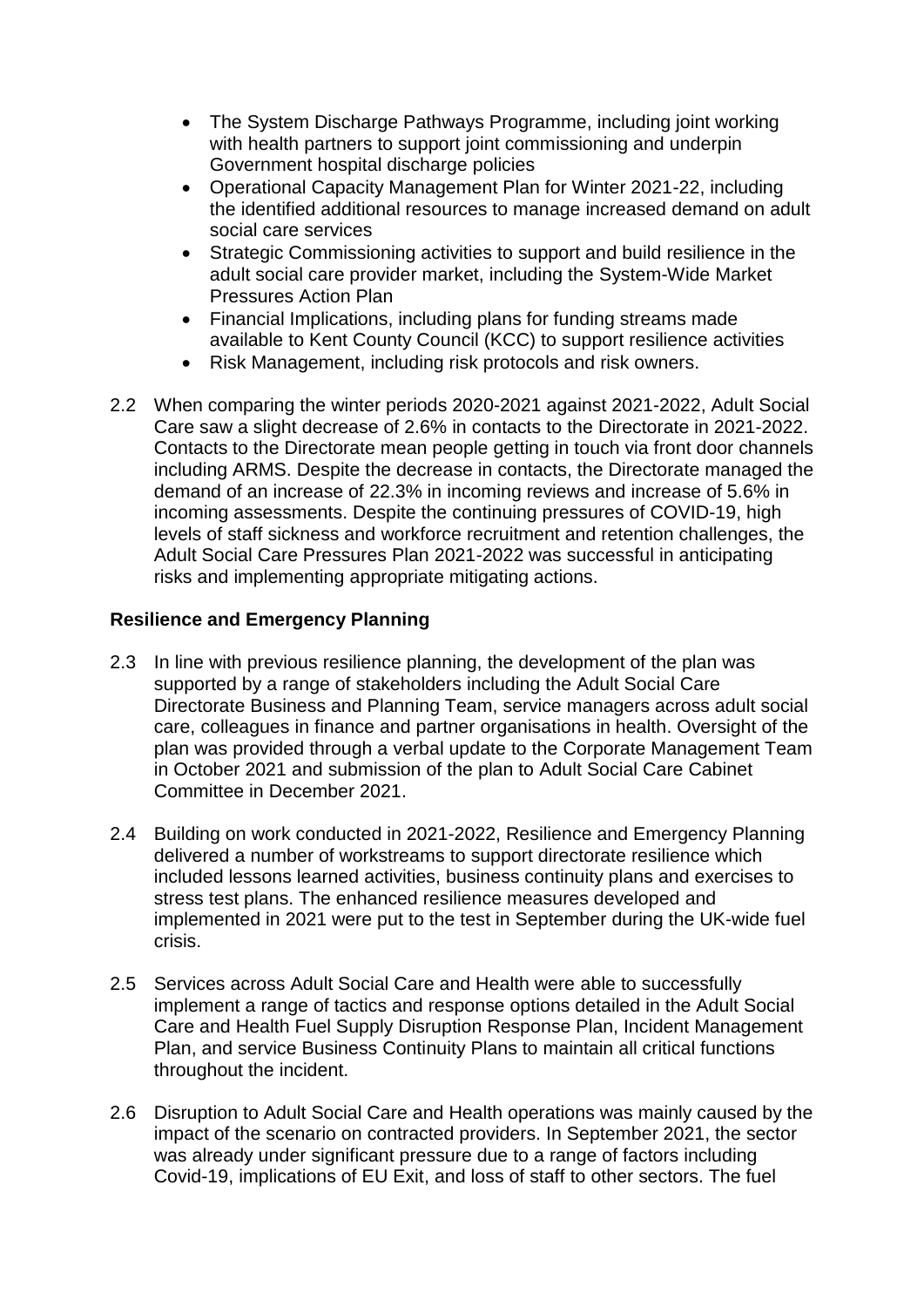- The System Discharge Pathways Programme, including joint working with health partners to support joint commissioning and underpin Government hospital discharge policies
- Operational Capacity Management Plan for Winter 2021-22, including the identified additional resources to manage increased demand on adult social care services
- Strategic Commissioning activities to support and build resilience in the adult social care provider market, including the System-Wide Market Pressures Action Plan
- Financial Implications, including plans for funding streams made available to Kent County Council (KCC) to support resilience activities
- Risk Management, including risk protocols and risk owners.

2.2 When comparing the winter periods 2020-2021 against 2021-2022, Adult Social Care saw a slight decrease of 2.6% in contacts to the Directorate in 2021-2022. Contacts to the Directorate mean people getting in touch via front door channels including ARMS. Despite the decrease in contacts, the Directorate managed the demand of an increase of 22.3% in incoming reviews and increase of 5.6% in incoming assessments. Despite the continuing pressures of COVID-19, high levels of staff sickness and workforce recruitment and retention challenges, the Adult Social Care Pressures Plan 2021-2022 was successful in anticipating risks and implementing appropriate mitigating actions.

**Resilience and Emergency Planning**

2.3 In line with previous resilience planning, the development of the plan was supported by a range of stakeholders including the Adult Social Care Directorate Business and Planning Team, service managers across adult social care, colleagues in finance and partner organisations in health. Oversight of the plan was provided through a verbal update to the Corporate Management Team in October 2021 and submission of the plan to Adult Social Care Cabinet Committee in December 2021.

2.4 Building on work conducted in 2021-2022, Resilience and Emergency Planning delivered a number of workstreams to support directorate resilience which included lessons learned activities, business continuity plans and exercises to stress test plans. The enhanced resilience measures developed and implemented in 2021 were put to the test in September during the UK-wide fuel crisis.

2.5 Services across Adult Social Care and Health were able to successfully implement a range of tactics and response options detailed in the Adult Social Care and Health Fuel Supply Disruption Response Plan, Incident Management Plan, and service Business Continuity Plans to maintain all critical functions throughout the incident.

2.6 Disruption to Adult Social Care and Health operations was mainly caused by the impact of the scenario on contracted providers. In September 2021, the sector was already under significant pressure due to a range of factors including Covid-19, implications of EU Exit, and loss of staff to other sectors. The fuel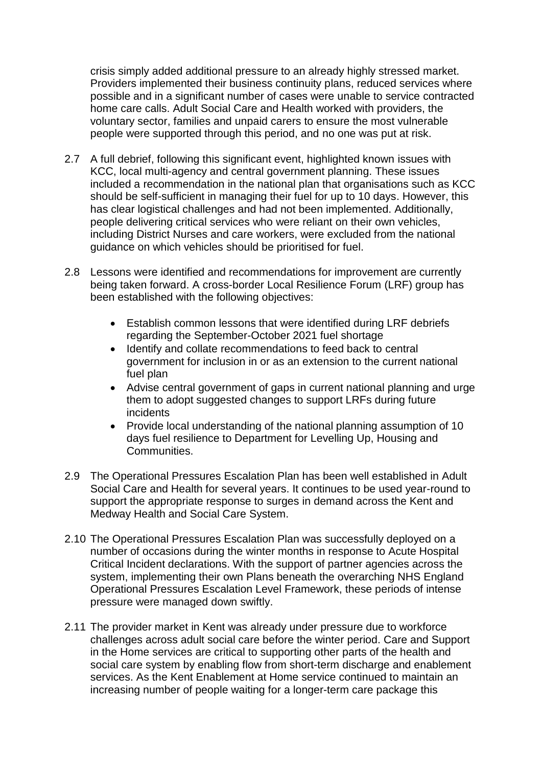crisis simply added additional pressure to an already highly stressed market. Providers implemented their business continuity plans, reduced services where possible and in a significant number of cases were unable to service contracted home care calls. Adult Social Care and Health worked with providers, the voluntary sector, families and unpaid carers to ensure the most vulnerable people were supported through this period, and no one was put at risk.

2.7 A full debrief, following this significant event, highlighted known issues with KCC, local multi-agency and central government planning. These issues included a recommendation in the national plan that organisations such as KCC should be self-sufficient in managing their fuel for up to 10 days. However, this has clear logistical challenges and had not been implemented. Additionally, people delivering critical services who were reliant on their own vehicles, including District Nurses and care workers, were excluded from the national guidance on which vehicles should be prioritised for fuel.

2.8 Lessons were identified and recommendations for improvement are currently being taken forward. A cross-border Local Resilience Forum (LRF) group has been established with the following objectives:

- Establish common lessons that were identified during LRF debriefs regarding the September-October 2021 fuel shortage
- Identify and collate recommendations to feed back to central government for inclusion in or as an extension to the current national fuel plan
- Advise central government of gaps in current national planning and urge them to adopt suggested changes to support LRFs during future incidents
- Provide local understanding of the national planning assumption of 10 days fuel resilience to Department for Levelling Up, Housing and Communities.

2.9 The Operational Pressures Escalation Plan has been well established in Adult Social Care and Health for several years. It continues to be used year-round to support the appropriate response to surges in demand across the Kent and Medway Health and Social Care System.

2.10 The Operational Pressures Escalation Plan was successfully deployed on a number of occasions during the winter months in response to Acute Hospital Critical Incident declarations. With the support of partner agencies across the system, implementing their own Plans beneath the overarching NHS England Operational Pressures Escalation Level Framework, these periods of intense pressure were managed down swiftly.

2.11 The provider market in Kent was already under pressure due to workforce challenges across adult social care before the winter period. Care and Support in the Home services are critical to supporting other parts of the health and social care system by enabling flow from short-term discharge and enablement services. As the Kent Enablement at Home service continued to maintain an increasing number of people waiting for a longer-term care package this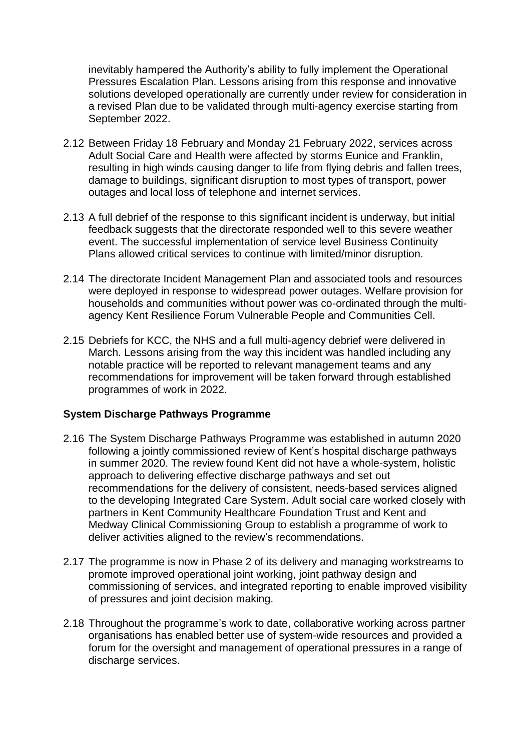inevitably hampered the Authority's ability to fully implement the Operational Pressures Escalation Plan. Lessons arising from this response and innovative solutions developed operationally are currently under review for consideration in a revised Plan due to be validated through multi-agency exercise starting from September 2022.

2.12 Between Friday 18 February and Monday 21 February 2022, services across Adult Social Care and Health were affected by storms Eunice and Franklin, resulting in high winds causing danger to life from flying debris and fallen trees, damage to buildings, significant disruption to most types of transport, power outages and local loss of telephone and internet services.

2.13 A full debrief of the response to this significant incident is underway, but initial feedback suggests that the directorate responded well to this severe weather event. The successful implementation of service level Business Continuity Plans allowed critical services to continue with limited/minor disruption.

2.14 The directorate Incident Management Plan and associated tools and resources were deployed in response to widespread power outages. Welfare provision for households and communities without power was co-ordinated through the multi-agency Kent Resilience Forum Vulnerable People and Communities Cell.

2.15 Debriefs for KCC, the NHS and a full multi-agency debrief were delivered in March. Lessons arising from the way this incident was handled including any notable practice will be reported to relevant management teams and any recommendations for improvement will be taken forward through established programmes of work in 2022.

**System Discharge Pathways Programme**

2.16 The System Discharge Pathways Programme was established in autumn 2020 following a jointly commissioned review of Kent's hospital discharge pathways in summer 2020. The review found Kent did not have a whole-system, holistic approach to delivering effective discharge pathways and set out recommendations for the delivery of consistent, needs-based services aligned to the developing Integrated Care System. Adult social care worked closely with partners in Kent Community Healthcare Foundation Trust and Kent and Medway Clinical Commissioning Group to establish a programme of work to deliver activities aligned to the review's recommendations.

2.17 The programme is now in Phase 2 of its delivery and managing workstreams to promote improved operational joint working, joint pathway design and commissioning of services, and integrated reporting to enable improved visibility of pressures and joint decision making.

2.18 Throughout the programme's work to date, collaborative working across partner organisations has enabled better use of system-wide resources and provided a forum for the oversight and management of operational pressures in a range of discharge services.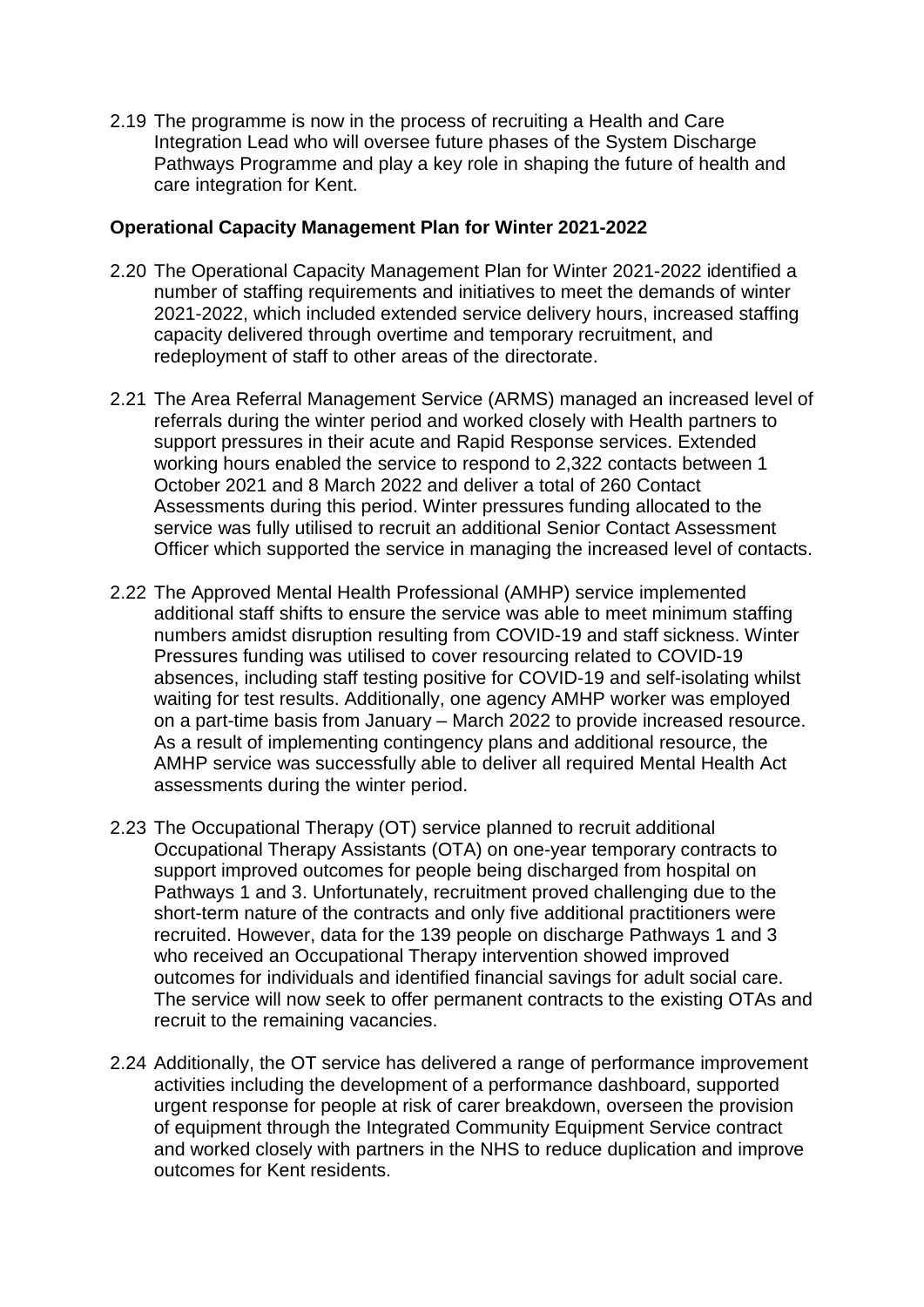2.19 The programme is now in the process of recruiting a Health and Care Integration Lead who will oversee future phases of the System Discharge Pathways Programme and play a key role in shaping the future of health and care integration for Kent.

**Operational Capacity Management Plan for Winter 2021-2022**

2.20 The Operational Capacity Management Plan for Winter 2021-2022 identified a number of staffing requirements and initiatives to meet the demands of winter 2021-2022, which included extended service delivery hours, increased staffing capacity delivered through overtime and temporary recruitment, and redeployment of staff to other areas of the directorate.

2.21 The Area Referral Management Service (ARMS) managed an increased level of referrals during the winter period and worked closely with Health partners to support pressures in their acute and Rapid Response services. Extended working hours enabled the service to respond to 2,322 contacts between 1 October 2021 and 8 March 2022 and deliver a total of 260 Contact Assessments during this period. Winter pressures funding allocated to the service was fully utilised to recruit an additional Senior Contact Assessment Officer which supported the service in managing the increased level of contacts.

2.22 The Approved Mental Health Professional (AMHP) service implemented additional staff shifts to ensure the service was able to meet minimum staffing numbers amidst disruption resulting from COVID-19 and staff sickness. Winter Pressures funding was utilised to cover resourcing related to COVID-19 absences, including staff testing positive for COVID-19 and self-isolating whilst waiting for test results. Additionally, one agency AMHP worker was employed on a part-time basis from January – March 2022 to provide increased resource. As a result of implementing contingency plans and additional resource, the AMHP service was successfully able to deliver all required Mental Health Act assessments during the winter period.

2.23 The Occupational Therapy (OT) service planned to recruit additional Occupational Therapy Assistants (OTA) on one-year temporary contracts to support improved outcomes for people being discharged from hospital on Pathways 1 and 3. Unfortunately, recruitment proved challenging due to the short-term nature of the contracts and only five additional practitioners were recruited. However, data for the 139 people on discharge Pathways 1 and 3 who received an Occupational Therapy intervention showed improved outcomes for individuals and identified financial savings for adult social care. The service will now seek to offer permanent contracts to the existing OTAs and recruit to the remaining vacancies.

2.24 Additionally, the OT service has delivered a range of performance improvement activities including the development of a performance dashboard, supported urgent response for people at risk of carer breakdown, overseen the provision of equipment through the Integrated Community Equipment Service contract and worked closely with partners in the NHS to reduce duplication and improve outcomes for Kent residents.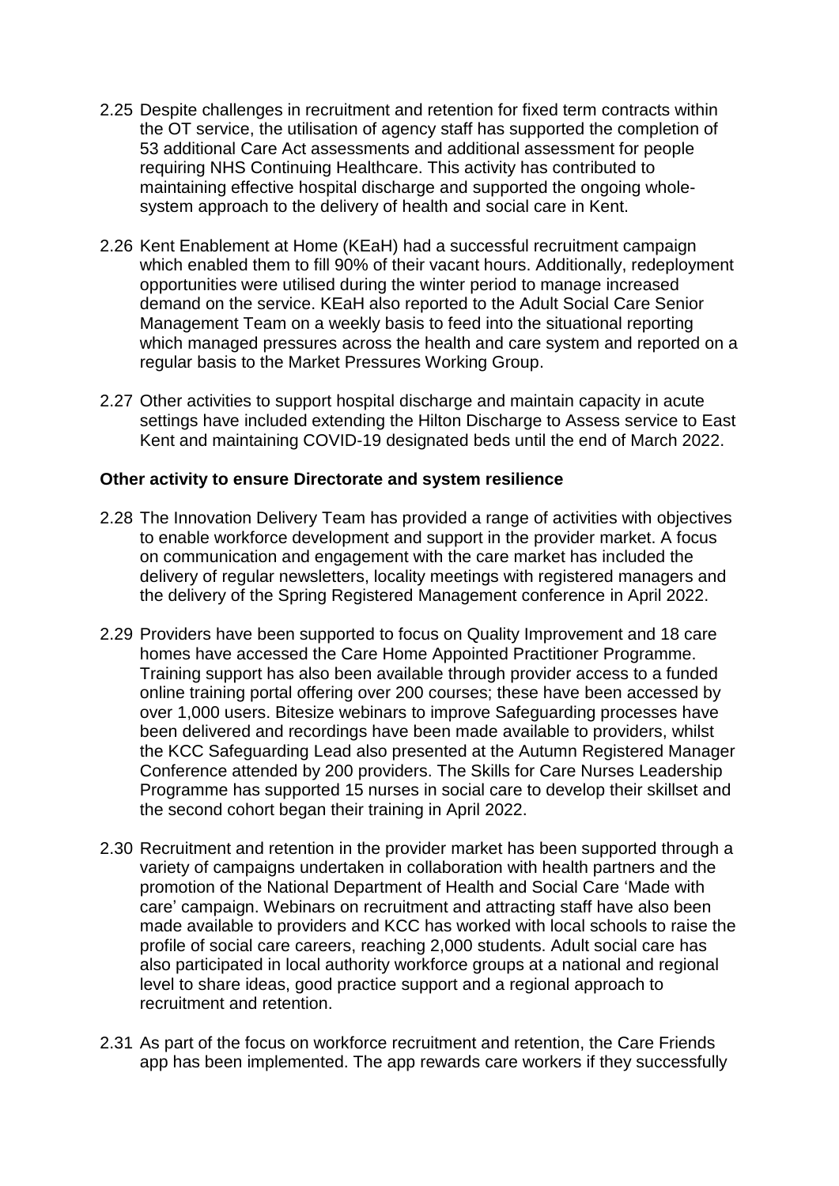2.25 Despite challenges in recruitment and retention for fixed term contracts within the OT service, the utilisation of agency staff has supported the completion of 53 additional Care Act assessments and additional assessment for people requiring NHS Continuing Healthcare. This activity has contributed to maintaining effective hospital discharge and supported the ongoing whole-system approach to the delivery of health and social care in Kent.

2.26 Kent Enablement at Home (KEaH) had a successful recruitment campaign which enabled them to fill 90% of their vacant hours. Additionally, redeployment opportunities were utilised during the winter period to manage increased demand on the service. KEaH also reported to the Adult Social Care Senior Management Team on a weekly basis to feed into the situational reporting which managed pressures across the health and care system and reported on a regular basis to the Market Pressures Working Group.

2.27 Other activities to support hospital discharge and maintain capacity in acute settings have included extending the Hilton Discharge to Assess service to East Kent and maintaining COVID-19 designated beds until the end of March 2022.

**Other activity to ensure Directorate and system resilience**

2.28 The Innovation Delivery Team has provided a range of activities with objectives to enable workforce development and support in the provider market. A focus on communication and engagement with the care market has included the delivery of regular newsletters, locality meetings with registered managers and the delivery of the Spring Registered Management conference in April 2022.

2.29 Providers have been supported to focus on Quality Improvement and 18 care homes have accessed the Care Home Appointed Practitioner Programme. Training support has also been available through provider access to a funded online training portal offering over 200 courses; these have been accessed by over 1,000 users. Bitesize webinars to improve Safeguarding processes have been delivered and recordings have been made available to providers, whilst the KCC Safeguarding Lead also presented at the Autumn Registered Manager Conference attended by 200 providers. The Skills for Care Nurses Leadership Programme has supported 15 nurses in social care to develop their skillset and the second cohort began their training in April 2022.

2.30 Recruitment and retention in the provider market has been supported through a variety of campaigns undertaken in collaboration with health partners and the promotion of the National Department of Health and Social Care 'Made with care' campaign. Webinars on recruitment and attracting staff have also been made available to providers and KCC has worked with local schools to raise the profile of social care careers, reaching 2,000 students. Adult social care has also participated in local authority workforce groups at a national and regional level to share ideas, good practice support and a regional approach to recruitment and retention.

2.31 As part of the focus on workforce recruitment and retention, the Care Friends app has been implemented. The app rewards care workers if they successfully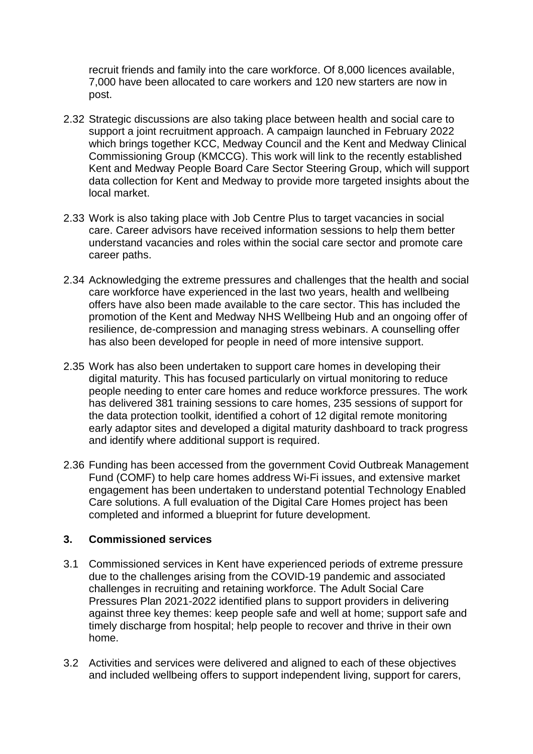recruit friends and family into the care workforce. Of 8,000 licences available, 7,000 have been allocated to care workers and 120 new starters are now in post.

2.32 Strategic discussions are also taking place between health and social care to support a joint recruitment approach. A campaign launched in February 2022 which brings together KCC, Medway Council and the Kent and Medway Clinical Commissioning Group (KMCCG). This work will link to the recently established Kent and Medway People Board Care Sector Steering Group, which will support data collection for Kent and Medway to provide more targeted insights about the local market.

2.33 Work is also taking place with Job Centre Plus to target vacancies in social care. Career advisors have received information sessions to help them better understand vacancies and roles within the social care sector and promote care career paths.

2.34 Acknowledging the extreme pressures and challenges that the health and social care workforce have experienced in the last two years, health and wellbeing offers have also been made available to the care sector. This has included the promotion of the Kent and Medway NHS Wellbeing Hub and an ongoing offer of resilience, de-compression and managing stress webinars. A counselling offer has also been developed for people in need of more intensive support.

2.35 Work has also been undertaken to support care homes in developing their digital maturity. This has focused particularly on virtual monitoring to reduce people needing to enter care homes and reduce workforce pressures. The work has delivered 381 training sessions to care homes, 235 sessions of support for the data protection toolkit, identified a cohort of 12 digital remote monitoring early adaptor sites and developed a digital maturity dashboard to track progress and identify where additional support is required.

2.36 Funding has been accessed from the government Covid Outbreak Management Fund (COMF) to help care homes address Wi-Fi issues, and extensive market engagement has been undertaken to understand potential Technology Enabled Care solutions. A full evaluation of the Digital Care Homes project has been completed and informed a blueprint for future development.

## 3. Commissioned services

3.1 Commissioned services in Kent have experienced periods of extreme pressure due to the challenges arising from the COVID-19 pandemic and associated challenges in recruiting and retaining workforce. The Adult Social Care Pressures Plan 2021-2022 identified plans to support providers in delivering against three key themes: keep people safe and well at home; support safe and timely discharge from hospital; help people to recover and thrive in their own home.

3.2 Activities and services were delivered and aligned to each of these objectives and included wellbeing offers to support independent living, support for carers,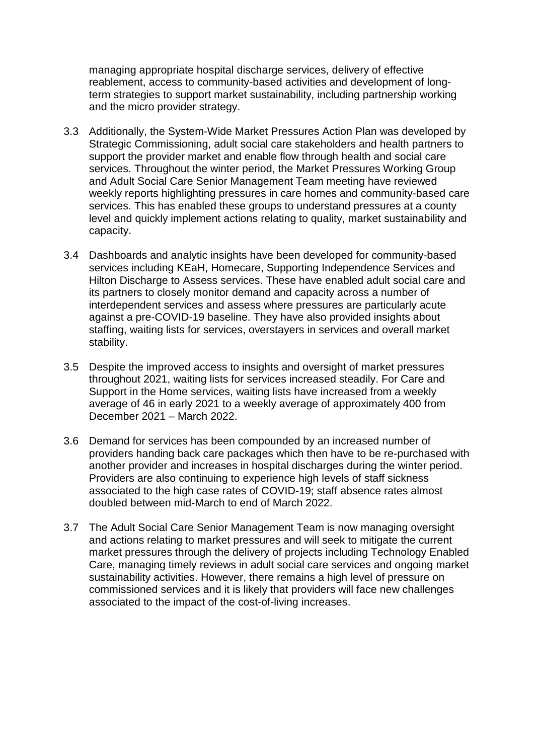managing appropriate hospital discharge services, delivery of effective reablement, access to community-based activities and development of long-term strategies to support market sustainability, including partnership working and the micro provider strategy.

3.3 Additionally, the System-Wide Market Pressures Action Plan was developed by Strategic Commissioning, adult social care stakeholders and health partners to support the provider market and enable flow through health and social care services. Throughout the winter period, the Market Pressures Working Group and Adult Social Care Senior Management Team meeting have reviewed weekly reports highlighting pressures in care homes and community-based care services. This has enabled these groups to understand pressures at a county level and quickly implement actions relating to quality, market sustainability and capacity.

3.4 Dashboards and analytic insights have been developed for community-based services including KEaH, Homecare, Supporting Independence Services and Hilton Discharge to Assess services. These have enabled adult social care and its partners to closely monitor demand and capacity across a number of interdependent services and assess where pressures are particularly acute against a pre-COVID-19 baseline. They have also provided insights about staffing, waiting lists for services, overstayers in services and overall market stability.

3.5 Despite the improved access to insights and oversight of market pressures throughout 2021, waiting lists for services increased steadily. For Care and Support in the Home services, waiting lists have increased from a weekly average of 46 in early 2021 to a weekly average of approximately 400 from December 2021 – March 2022.

3.6 Demand for services has been compounded by an increased number of providers handing back care packages which then have to be re-purchased with another provider and increases in hospital discharges during the winter period. Providers are also continuing to experience high levels of staff sickness associated to the high case rates of COVID-19; staff absence rates almost doubled between mid-March to end of March 2022.

3.7 The Adult Social Care Senior Management Team is now managing oversight and actions relating to market pressures and will seek to mitigate the current market pressures through the delivery of projects including Technology Enabled Care, managing timely reviews in adult social care services and ongoing market sustainability activities. However, there remains a high level of pressure on commissioned services and it is likely that providers will face new challenges associated to the impact of the cost-of-living increases.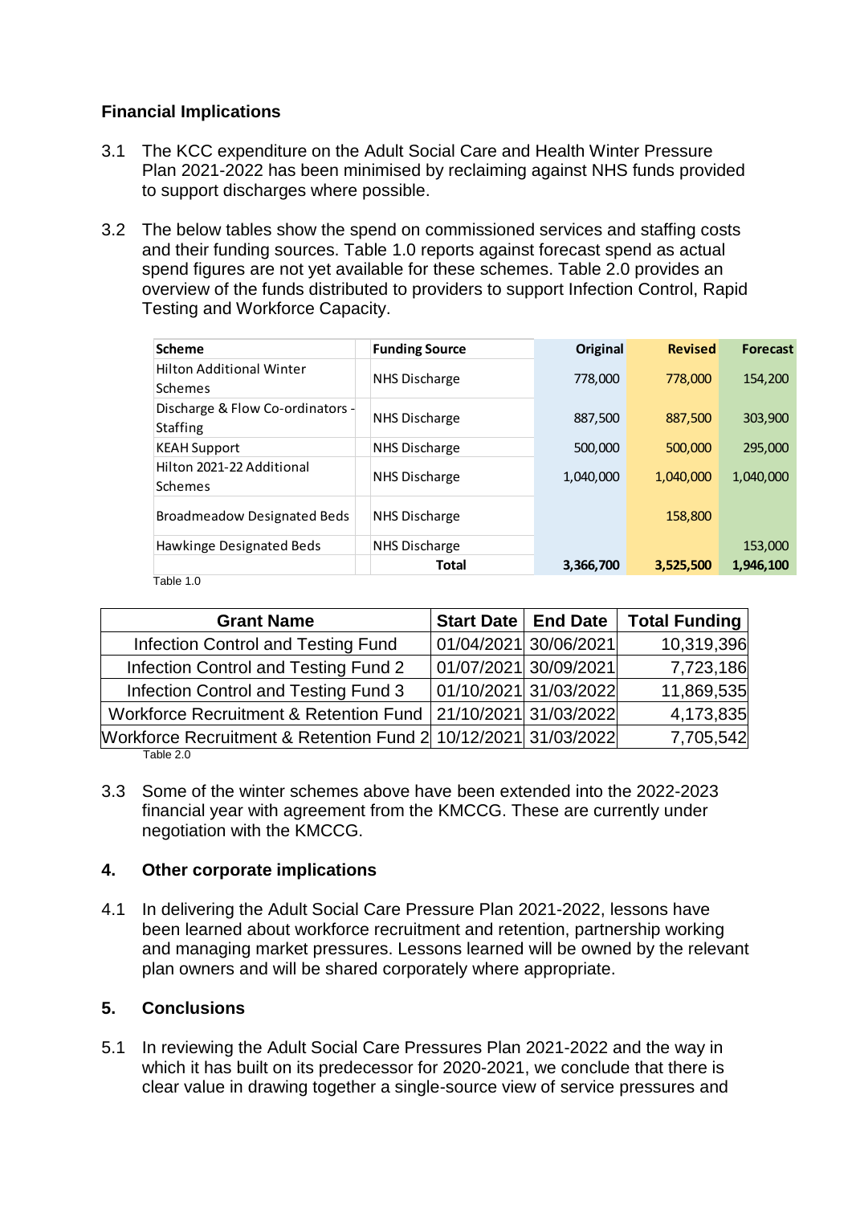### Financial Implications

3.1 The KCC expenditure on the Adult Social Care and Health Winter Pressure Plan 2021-2022 has been minimised by reclaiming against NHS funds provided to support discharges where possible.

3.2 The below tables show the spend on commissioned services and staffing costs and their funding sources. Table 1.0 reports against forecast spend as actual spend figures are not yet available for these schemes. Table 2.0 provides an overview of the funds distributed to providers to support Infection Control, Rapid Testing and Workforce Capacity.

| Scheme | Funding Source | Original | Revised | Forecast |
|---|---|---|---|---|
| Hilton Additional Winter Schemes | NHS Discharge | 778,000 | 778,000 | 154,200 |
| Discharge & Flow Co-ordinators - Staffing | NHS Discharge | 887,500 | 887,500 | 303,900 |
| KEAH Support | NHS Discharge | 500,000 | 500,000 | 295,000 |
| Hilton 2021-22 Additional Schemes | NHS Discharge | 1,040,000 | 1,040,000 | 1,040,000 |
| Broadmeadow Designated Beds | NHS Discharge | | 158,800 | |
| Hawkinge Designated Beds | NHS Discharge | | | 153,000 |
| | **Total** | **3,366,700** | **3,525,500** | **1,946,100** |

Table 1.0

| Grant Name | Start Date | End Date | Total Funding |
|---|---|---|---|
| Infection Control and Testing Fund | 01/04/2021 | 30/06/2021 | 10,319,396 |
| Infection Control and Testing Fund 2 | 01/07/2021 | 30/09/2021 | 7,723,186 |
| Infection Control and Testing Fund 3 | 01/10/2021 | 31/03/2022 | 11,869,535 |
| Workforce Recruitment & Retention Fund | 21/10/2021 | 31/03/2022 | 4,173,835 |
| Workforce Recruitment & Retention Fund 2 | 10/12/2021 | 31/03/2022 | 7,705,542 |

Table 2.0

3.3 Some of the winter schemes above have been extended into the 2022-2023 financial year with agreement from the KMCCG. These are currently under negotiation with the KMCCG.

### 4. Other corporate implications

4.1 In delivering the Adult Social Care Pressure Plan 2021-2022, lessons have been learned about workforce recruitment and retention, partnership working and managing market pressures. Lessons learned will be owned by the relevant plan owners and will be shared corporately where appropriate.

### 5. Conclusions

5.1 In reviewing the Adult Social Care Pressures Plan 2021-2022 and the way in which it has built on its predecessor for 2020-2021, we conclude that there is clear value in drawing together a single-source view of service pressures and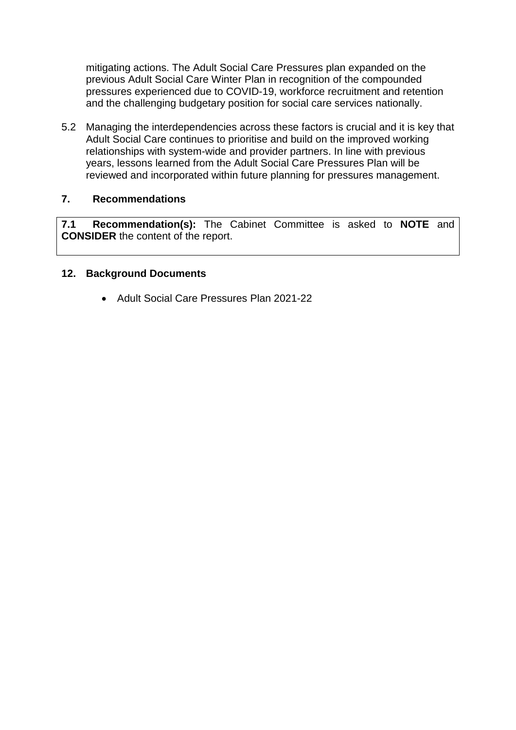mitigating actions. The Adult Social Care Pressures plan expanded on the previous Adult Social Care Winter Plan in recognition of the compounded pressures experienced due to COVID-19, workforce recruitment and retention and the challenging budgetary position for social care services nationally.

5.2 Managing the interdependencies across these factors is crucial and it is key that Adult Social Care continues to prioritise and build on the improved working relationships with system-wide and provider partners. In line with previous years, lessons learned from the Adult Social Care Pressures Plan will be reviewed and incorporated within future planning for pressures management.

## 7. Recommendations

**7.1 Recommendation(s):** The Cabinet Committee is asked to **NOTE** and **CONSIDER** the content of the report.

## 12. Background Documents

- Adult Social Care Pressures Plan 2021-22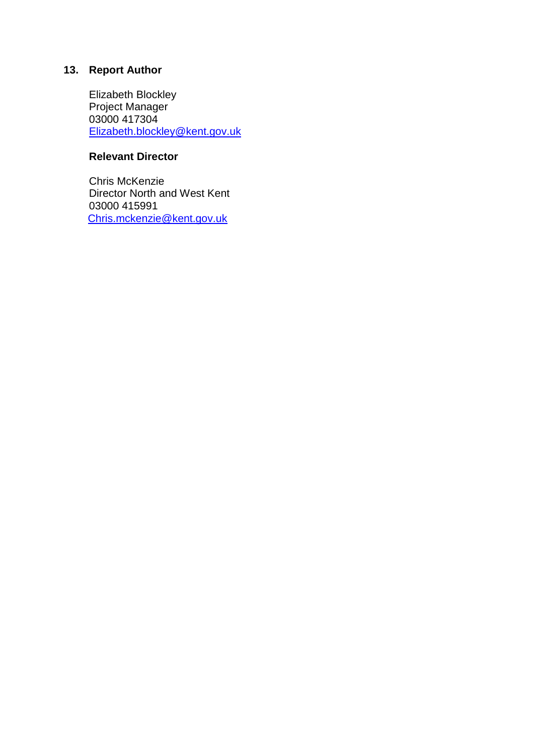## 13. Report Author

Elizabeth Blockley
Project Manager
03000 417304
Elizabeth.blockley@kent.gov.uk

**Relevant Director**

Chris McKenzie
Director North and West Kent
03000 415991
Chris.mckenzie@kent.gov.uk